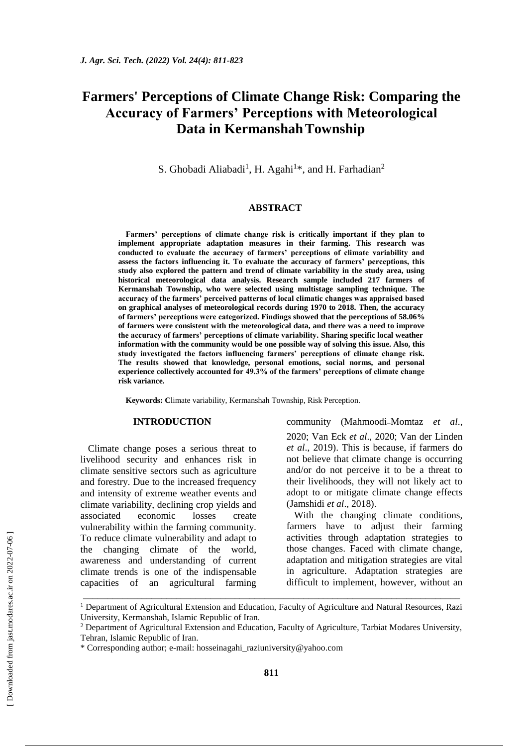# Farmers' Perceptions of Climate Change Risk: Comparing the Accuracy of Farmers' Perceptions with Meteorological Data in Kermanshah Township

S. Ghobadi Aliabadi[1], H. Agahi[1]*, and H. Farhadian[2]

## ABSTRACT

**Farmers' perceptions of climate change risk is critically important if they plan to implement appropriate adaptation measures in their farming. This research was conducted to evaluate the accuracy of farmers' perceptions of climate variability and assess the factors influencing it. To evaluate the accuracy of farmers' perceptions, this study also explored the pattern and trend of climate variability in the study area, using historical meteorological data analysis. Research sample included 217 farmers of Kermanshah Township, who were selected using multistage sampling technique. The accuracy of the farmers' perceived patterns of local climatic changes was appraised based on graphical analyses of meteorological records during 1970 to 2018. Then, the accuracy of farmers' perceptions were categorized. Findings showed that the perceptions of 58.06% of farmers were consistent with the meteorological data, and there was a need to improve the accuracy of farmers' perceptions of climate variability. Sharing specific local weather information with the community would be one possible way of solving this issue. Also, this study investigated the factors influencing farmers' perceptions of climate change risk. The results showed that knowledge, personal emotions, social norms, and personal experience collectively accounted for 49.3% of the farmers' perceptions of climate change risk variance.**

**Keywords:** **C**limate variability, Kermanshah Township, Risk Perception.

## INTRODUCTION

Climate change poses a serious threat to livelihood security and enhances risk in climate sensitive sectors such as agriculture and forestry. Due to the increased frequency and intensity of extreme weather events and climate variability, declining crop yields and associated economic losses create vulnerability within the farming community. To reduce climate vulnerability and adapt to the changing climate of the world, awareness and understanding of current climate trends is one of the indispensable capacities of an agricultural farming community (Mahmoodi-Momtaz *et al*., 2020; Van Eck *et al*., 2020; Van der Linden *et al*., 2019). This is because, if farmers do not believe that climate change is occurring and/or do not perceive it to be a threat to their livelihoods, they will not likely act to adopt to or mitigate climate change effects (Jamshidi *et al*., 2018).

With the changing climate conditions, farmers have to adjust their farming activities through adaptation strategies to those changes. Faced with climate change, adaptation and mitigation strategies are vital in agriculture. Adaptation strategies are difficult to implement, however, without an

---

[1] Department of Agricultural Extension and Education, Faculty of Agriculture and Natural Resources, Razi University, Kermanshah, Islamic Republic of Iran.

[2] Department of Agricultural Extension and Education, Faculty of Agriculture, Tarbiat Modares University, Tehran, Islamic Republic of Iran.

\* Corresponding author; e-mail: hosseinagahi_raziuniversity@yahoo.com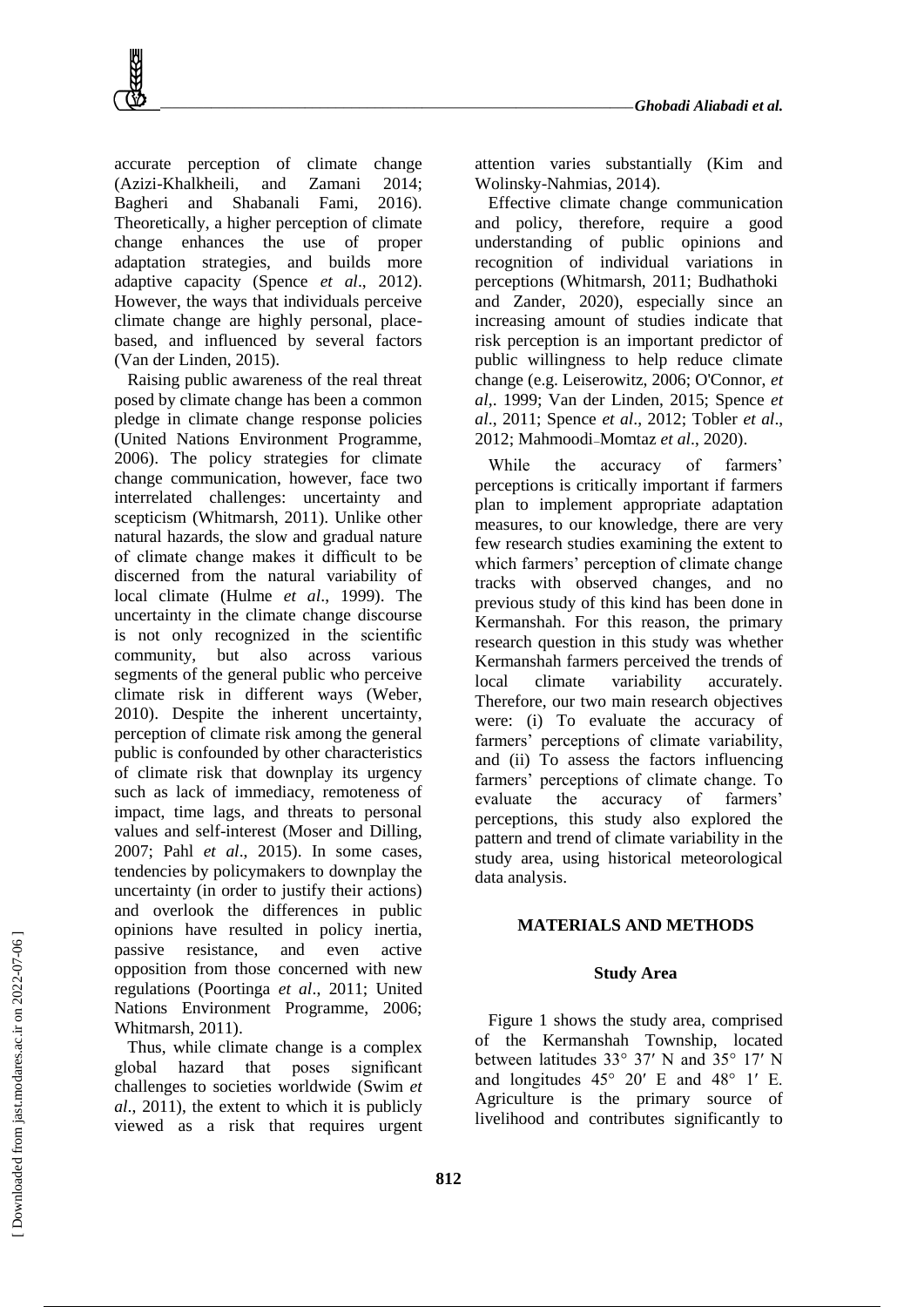accurate perception of climate change (Azizi-Khalkheili, and Zamani 2014; Bagheri and Shabanali Fami, 2016). Theoretically, a higher perception of climate change enhances the use of proper adaptation strategies, and builds more adaptive capacity (Spence *et al*., 2012). However, the ways that individuals perceive climate change are highly personal, place-based, and influenced by several factors (Van der Linden, 2015).

Raising public awareness of the real threat posed by climate change has been a common pledge in climate change response policies (United Nations Environment Programme, 2006). The policy strategies for climate change communication, however, face two interrelated challenges: uncertainty and scepticism (Whitmarsh, 2011). Unlike other natural hazards, the slow and gradual nature of climate change makes it difficult to be discerned from the natural variability of local climate (Hulme *et al*., 1999). The uncertainty in the climate change discourse is not only recognized in the scientific community, but also across various segments of the general public who perceive climate risk in different ways (Weber, 2010). Despite the inherent uncertainty, perception of climate risk among the general public is confounded by other characteristics of climate risk that downplay its urgency such as lack of immediacy, remoteness of impact, time lags, and threats to personal values and self-interest (Moser and Dilling, 2007; Pahl *et al*., 2015). In some cases, tendencies by policymakers to downplay the uncertainty (in order to justify their actions) and overlook the differences in public opinions have resulted in policy inertia, passive resistance, and even active opposition from those concerned with new regulations (Poortinga *et al*., 2011; United Nations Environment Programme, 2006; Whitmarsh, 2011).

Thus, while climate change is a complex global hazard that poses significant challenges to societies worldwide (Swim *et al*., 2011), the extent to which it is publicly viewed as a risk that requires urgent attention varies substantially (Kim and Wolinsky-Nahmias, 2014).

Effective climate change communication and policy, therefore, require a good understanding of public opinions and recognition of individual variations in perceptions (Whitmarsh, 2011; Budhathoki and Zander, 2020), especially since an increasing amount of studies indicate that risk perception is an important predictor of public willingness to help reduce climate change (e.g. Leiserowitz, 2006; O'Connor, *et al*,. 1999; Van der Linden, 2015; Spence *et al*., 2011; Spence *et al*., 2012; Tobler *et al*., 2012; Mahmoodi-Momtaz *et al*., 2020).

While the accuracy of farmers' perceptions is critically important if farmers plan to implement appropriate adaptation measures, to our knowledge, there are very few research studies examining the extent to which farmers' perception of climate change tracks with observed changes, and no previous study of this kind has been done in Kermanshah. For this reason, the primary research question in this study was whether Kermanshah farmers perceived the trends of local climate variability accurately. Therefore, our two main research objectives were: (i) To evaluate the accuracy of farmers' perceptions of climate variability, and (ii) To assess the factors influencing farmers' perceptions of climate change. To evaluate the accuracy of farmers' perceptions, this study also explored the pattern and trend of climate variability in the study area, using historical meteorological data analysis.

## MATERIALS AND METHODS

### Study Area

Figure 1 shows the study area, comprised of the Kermanshah Township, located between latitudes 33° 37′ N and 35° 17′ N and longitudes 45° 20′ E and 48° 1′ E. Agriculture is the primary source of livelihood and contributes significantly to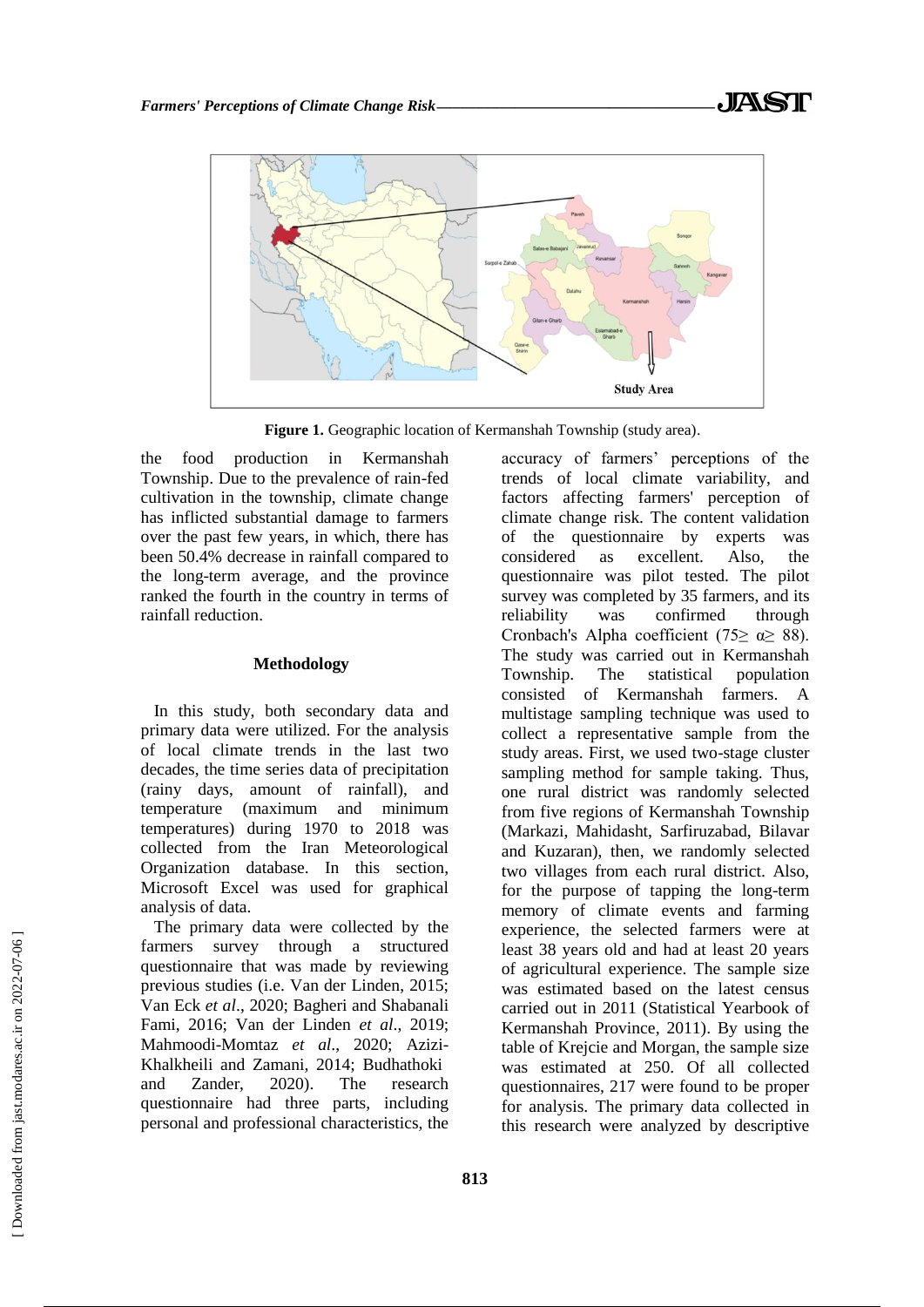**Figure 1.** Geographic location of Kermanshah Township (study area).

the food production in Kermanshah Township. Due to the prevalence of rain-fed cultivation in the township, climate change has inflicted substantial damage to farmers over the past few years, in which, there has been 50.4% decrease in rainfall compared to the long-term average, and the province ranked the fourth in the country in terms of rainfall reduction.

## Methodology

In this study, both secondary data and primary data were utilized. For the analysis of local climate trends in the last two decades, the time series data of precipitation (rainy days, amount of rainfall), and temperature (maximum and minimum temperatures) during 1970 to 2018 was collected from the Iran Meteorological Organization database. In this section, Microsoft Excel was used for graphical analysis of data.

The primary data were collected by the farmers survey through a structured questionnaire that was made by reviewing previous studies (i.e. Van der Linden, 2015; Van Eck *et al*., 2020; Bagheri and Shabanali Fami, 2016; Van der Linden *et al*., 2019; Mahmoodi-Momtaz *et al*., 2020; Azizi-Khalkheili and Zamani, 2014; Budhathoki and Zander, 2020). The research questionnaire had three parts, including personal and professional characteristics, the accuracy of farmers' perceptions of the trends of local climate variability, and factors affecting farmers' perception of climate change risk. The content validation of the questionnaire by experts was considered as excellent. Also, the questionnaire was pilot tested. The pilot survey was completed by 35 farmers, and its reliability was confirmed through Cronbach's Alpha coefficient ($75 \geq \alpha \geq 88$). The study was carried out in Kermanshah Township. The statistical population consisted of Kermanshah farmers. A multistage sampling technique was used to collect a representative sample from the study areas. First, we used two-stage cluster sampling method for sample taking. Thus, one rural district was randomly selected from five regions of Kermanshah Township (Markazi, Mahidasht, Sarfiruzabad, Bilavar and Kuzaran), then, we randomly selected two villages from each rural district. Also, for the purpose of tapping the long-term memory of climate events and farming experience, the selected farmers were at least 38 years old and had at least 20 years of agricultural experience. The sample size was estimated based on the latest census carried out in 2011 (Statistical Yearbook of Kermanshah Province, 2011). By using the table of Krejcie and Morgan, the sample size was estimated at 250. Of all collected questionnaires, 217 were found to be proper for analysis. The primary data collected in this research were analyzed by descriptive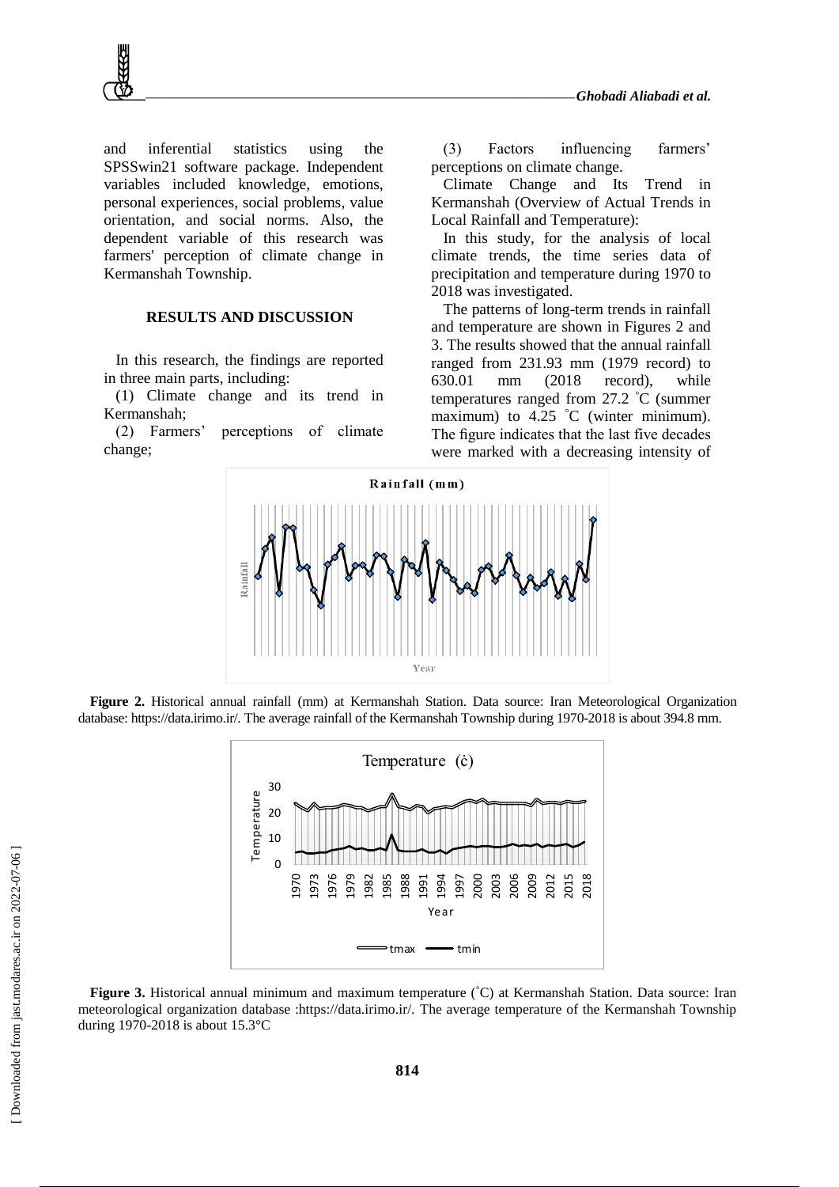and inferential statistics using the SPSSwin21 software package. Independent variables included knowledge, emotions, personal experiences, social problems, value orientation, and social norms. Also, the dependent variable of this research was farmers' perception of climate change in Kermanshah Township.

## RESULTS AND DISCUSSION

In this research, the findings are reported in three main parts, including:

(1) Climate change and its trend in Kermanshah;

(2) Farmers' perceptions of climate change;

(3) Factors influencing farmers' perceptions on climate change.

Climate Change and Its Trend in Kermanshah (Overview of Actual Trends in Local Rainfall and Temperature):

In this study, for the analysis of local climate trends, the time series data of precipitation and temperature during 1970 to 2018 was investigated.

The patterns of long-term trends in rainfall and temperature are shown in Figures 2 and 3. The results showed that the annual rainfall ranged from 231.93 mm (1979 record) to 630.01 mm (2018 record), while temperatures ranged from 27.2 ˚C (summer maximum) to 4.25 ˚C (winter minimum). The figure indicates that the last five decades were marked with a decreasing intensity of

**Figure 2.** Historical annual rainfall (mm) at Kermanshah Station. Data source: Iran Meteorological Organization database: https://data.irimo.ir/. The average rainfall of the Kermanshah Township during 1970-2018 is about 394.8 mm.

**Figure 3.** Historical annual minimum and maximum temperature (˚C) at Kermanshah Station. Data source: Iran meteorological organization database :https://data.irimo.ir/. The average temperature of the Kermanshah Township during 1970-2018 is about 15.3°C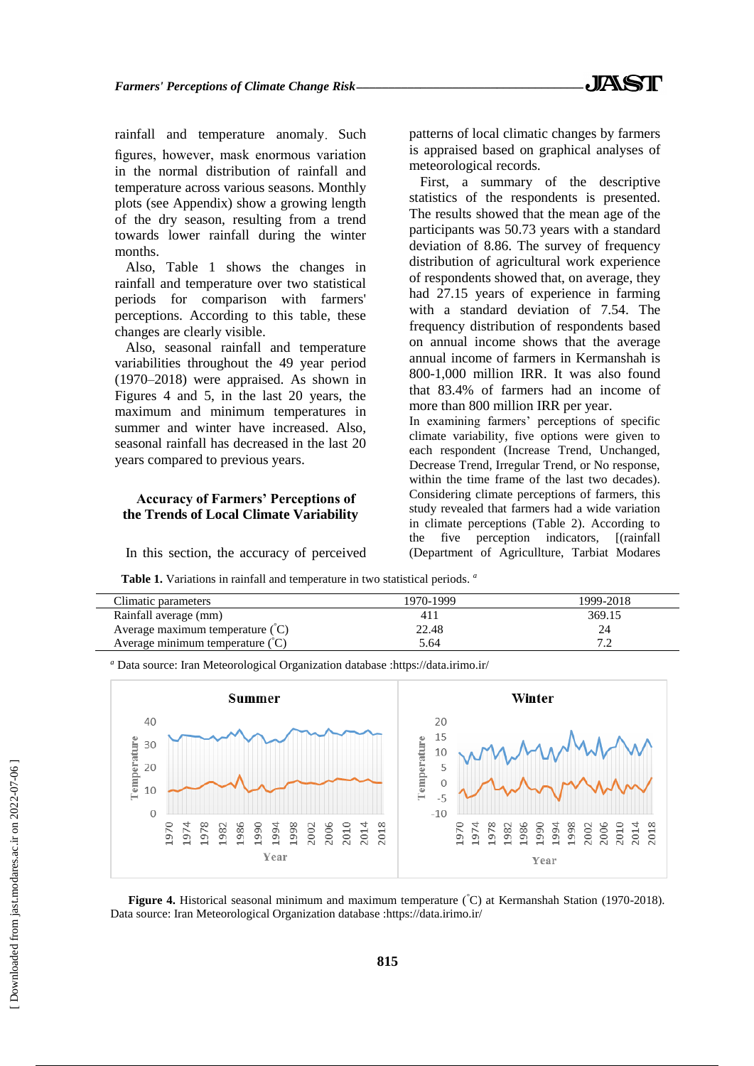rainfall and temperature anomaly. Such figures, however, mask enormous variation in the normal distribution of rainfall and temperature across various seasons. Monthly plots (see Appendix) show a growing length of the dry season, resulting from a trend towards lower rainfall during the winter months.

Also, Table 1 shows the changes in rainfall and temperature over two statistical periods for comparison with farmers' perceptions. According to this table, these changes are clearly visible.

Also, seasonal rainfall and temperature variabilities throughout the 49 year period (1970–2018) were appraised. As shown in Figures 4 and 5, in the last 20 years, the maximum and minimum temperatures in summer and winter have increased. Also, seasonal rainfall has decreased in the last 20 years compared to previous years.

## Accuracy of Farmers' Perceptions of the Trends of Local Climate Variability

In this section, the accuracy of perceived patterns of local climatic changes by farmers is appraised based on graphical analyses of meteorological records.

First, a summary of the descriptive statistics of the respondents is presented. The results showed that the mean age of the participants was 50.73 years with a standard deviation of 8.86. The survey of frequency distribution of agricultural work experience of respondents showed that, on average, they had 27.15 years of experience in farming with a standard deviation of 7.54. The frequency distribution of respondents based on annual income shows that the average annual income of farmers in Kermanshah is 800-1,000 million IRR. It was also found that 83.4% of farmers had an income of more than 800 million IRR per year.

In examining farmers' perceptions of specific climate variability, five options were given to each respondent (Increase Trend, Unchanged, Decrease Trend, Irregular Trend, or No response, within the time frame of the last two decades). Considering climate perceptions of farmers, this study revealed that farmers had a wide variation in climate perceptions (Table 2). According to the five perception indicators, [(rainfall

**Table 1.** Variations in rainfall and temperature in two statistical periods. [a]

| Climatic parameters | 1970-1999 | 1999-2018 |
|---|---|---|
| Rainfall average (mm) | 411 | 369.15 |
| Average maximum temperature (˚C) | 22.48 | 24 |
| Average minimum temperature (˚C) | 5.64 | 7.2 |

[a] Data source: Iran Meteorological Organization database :https://data.irimo.ir/

**Figure 4.** Historical seasonal minimum and maximum temperature (˚C) at Kermanshah Station (1970-2018). Data source: Iran Meteorological Organization database :https://data.irimo.ir/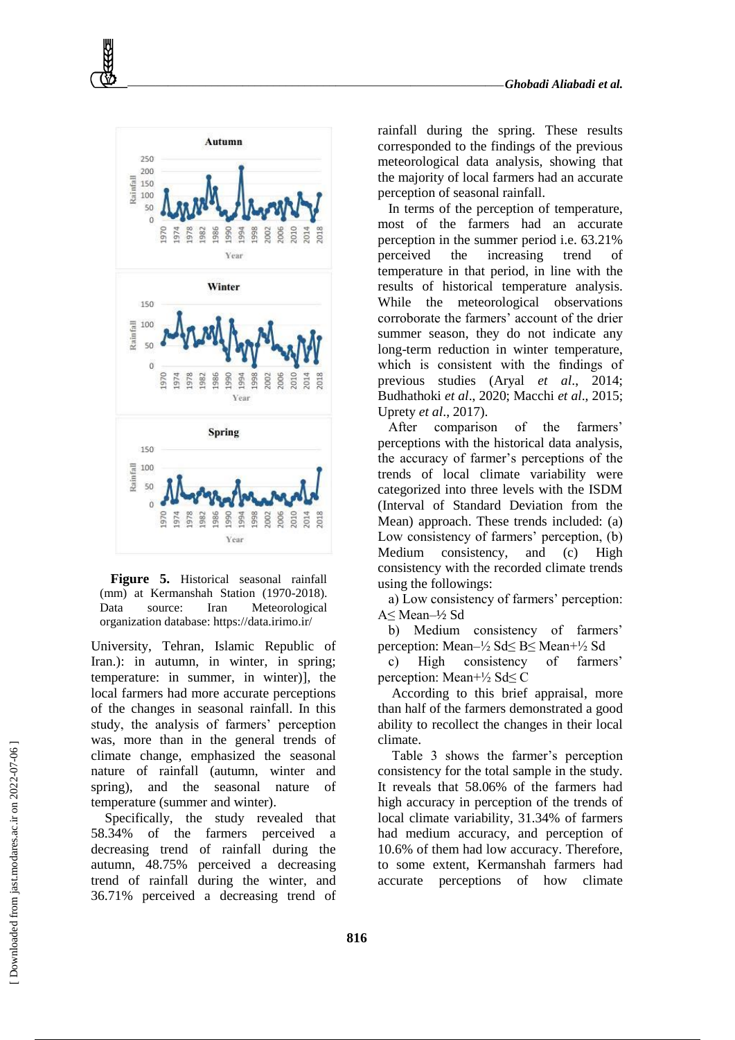**Figure 5.** Historical seasonal rainfall (mm) at Kermanshah Station (1970-2018). Data source: Iran Meteorological organization database: https://data.irimo.ir/

University, Tehran, Islamic Republic of Iran.): in autumn, in winter, in spring; temperature: in summer, in winter)], the local farmers had more accurate perceptions of the changes in seasonal rainfall. In this study, the analysis of farmers' perception was, more than in the general trends of climate change, emphasized the seasonal nature of rainfall (autumn, winter and spring), and the seasonal nature of temperature (summer and winter).

Specifically, the study revealed that 58.34% of the farmers perceived a decreasing trend of rainfall during the autumn, 48.75% perceived a decreasing trend of rainfall during the winter, and 36.71% perceived a decreasing trend of rainfall during the spring. These results corresponded to the findings of the previous meteorological data analysis, showing that the majority of local farmers had an accurate perception of seasonal rainfall.

In terms of the perception of temperature, most of the farmers had an accurate perception in the summer period i.e. 63.21% perceived the increasing trend of temperature in that period, in line with the results of historical temperature analysis. While the meteorological observations corroborate the farmers' account of the drier summer season, they do not indicate any long-term reduction in winter temperature, which is consistent with the findings of previous studies (Aryal *et al*., 2014; Budhathoki *et al*., 2020; Macchi *et al*., 2015; Uprety *et al*., 2017).

After comparison of the farmers' perceptions with the historical data analysis, the accuracy of farmer's perceptions of the trends of local climate variability were categorized into three levels with the ISDM (Interval of Standard Deviation from the Mean) approach. These trends included: (a) Low consistency of farmers' perception, (b) Medium consistency, and (c) High consistency with the recorded climate trends using the followings:

a) Low consistency of farmers' perception: A≤ Mean–½ Sd

b) Medium consistency of farmers' perception: Mean–½ Sd≤ B≤ Mean+½ Sd

c) High consistency of farmers' perception: Mean+½ Sd≤ C

According to this brief appraisal, more than half of the farmers demonstrated a good ability to recollect the changes in their local climate.

Table 3 shows the farmer's perception consistency for the total sample in the study. It reveals that 58.06% of the farmers had high accuracy in perception of the trends of local climate variability, 31.34% of farmers had medium accuracy, and perception of 10.6% of them had low accuracy. Therefore, to some extent, Kermanshah farmers had accurate perceptions of how climate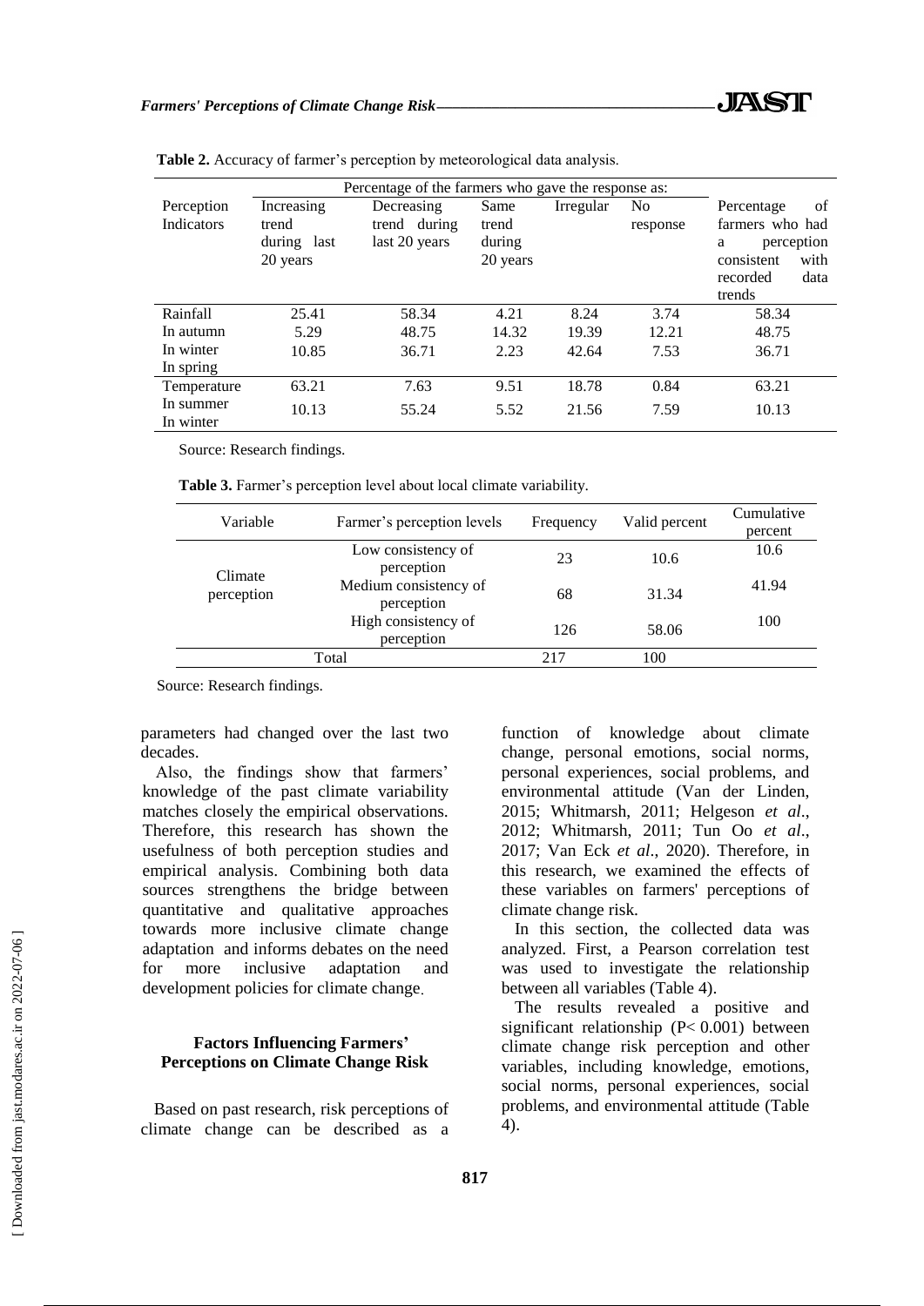**Table 2.** Accuracy of farmer's perception by meteorological data analysis.

| Perception Indicators | Percentage of the farmers who gave the response as: | | | | | Percentage of farmers who had a perception consistent with recorded data trends |
|---|---|---|---|---|---|---|
| | Increasing trend during last 20 years | Decreasing trend during last 20 years | Same trend during 20 years | Irregular | No response | |
| Rainfall | | | | | | |
| In autumn | 25.41 | 58.34 | 4.21 | 8.24 | 3.74 | 58.34 |
| In winter | 5.29 | 48.75 | 14.32 | 19.39 | 12.21 | 48.75 |
| In spring | 10.85 | 36.71 | 2.23 | 42.64 | 7.53 | 36.71 |
| Temperature | | | | | | |
| In summer | 63.21 | 7.63 | 9.51 | 18.78 | 0.84 | 63.21 |
| In winter | 10.13 | 55.24 | 5.52 | 21.56 | 7.59 | 10.13 |

Source: Research findings.

**Table 3.** Farmer's perception level about local climate variability.

| Variable | Farmer's perception levels | Frequency | Valid percent | Cumulative percent |
|---|---|---|---|---|
| Climate perception | Low consistency of perception | 23 | 10.6 | 10.6 |
| | Medium consistency of perception | 68 | 31.34 | 41.94 |
| | High consistency of perception | 126 | 58.06 | 100 |
| Total | | 217 | 100 | |

Source: Research findings.

parameters had changed over the last two decades.

Also, the findings show that farmers' knowledge of the past climate variability matches closely the empirical observations. Therefore, this research has shown the usefulness of both perception studies and empirical analysis. Combining both data sources strengthens the bridge between quantitative and qualitative approaches towards more inclusive climate change adaptation and informs debates on the need for more inclusive adaptation and development policies for climate change.

### Factors Influencing Farmers' Perceptions on Climate Change Risk

Based on past research, risk perceptions of climate change can be described as a function of knowledge about climate change, personal emotions, social norms, personal experiences, social problems, and environmental attitude (Van der Linden, 2015; Whitmarsh, 2011; Helgeson *et al*., 2012; Whitmarsh, 2011; Tun Oo *et al*., 2017; Van Eck *et al*., 2020). Therefore, in this research, we examined the effects of these variables on farmers' perceptions of climate change risk.

In this section, the collected data was analyzed. First, a Pearson correlation test was used to investigate the relationship between all variables (Table 4).

The results revealed a positive and significant relationship ($P < 0.001$) between climate change risk perception and other variables, including knowledge, emotions, social norms, personal experiences, social problems, and environmental attitude (Table 4).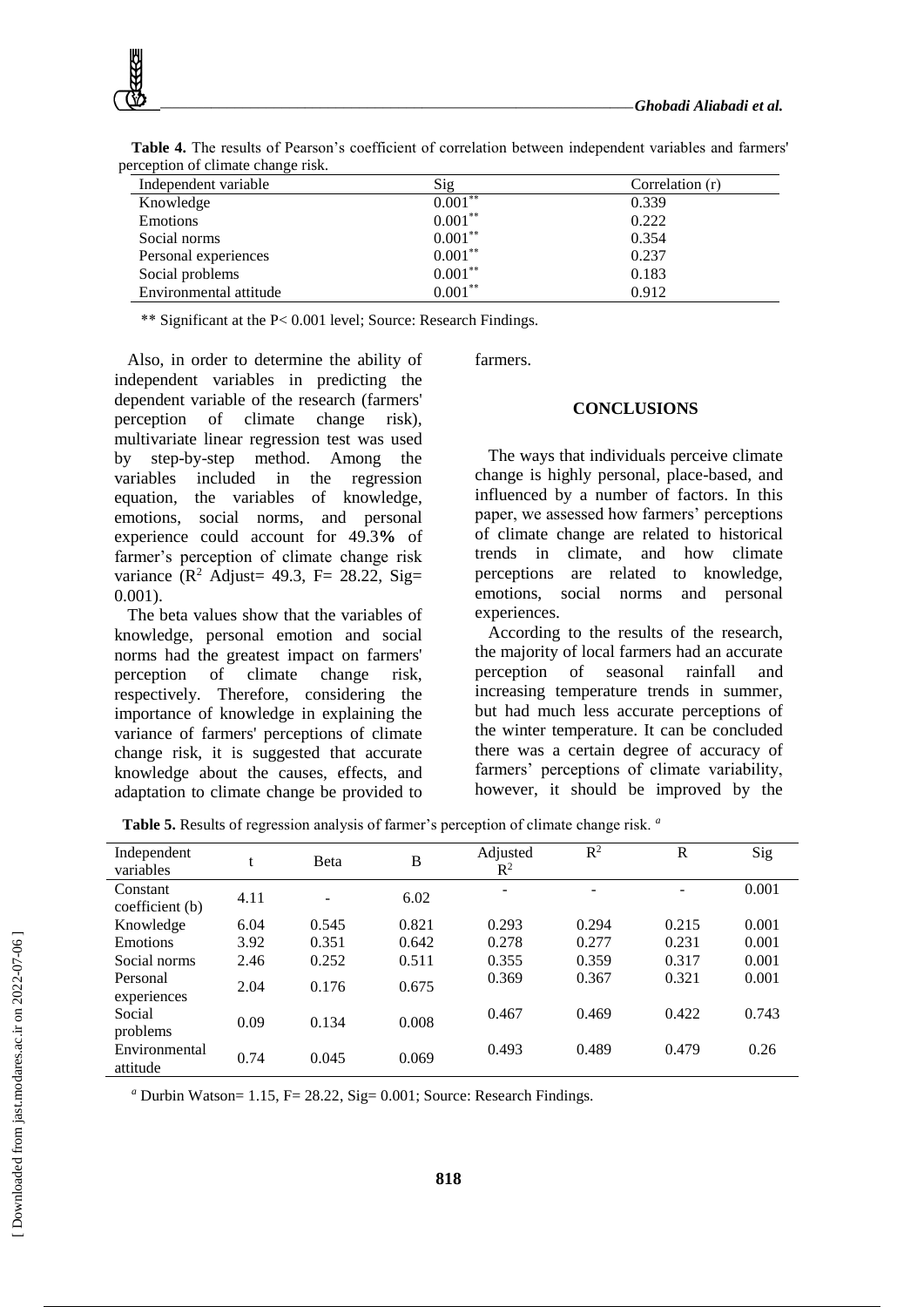**Table 4.** The results of Pearson's coefficient of correlation between independent variables and farmers' perception of climate change risk.

| Independent variable | Sig | Correlation (r) |
|---|---|---|
| Knowledge | 0.001** | 0.339 |
| Emotions | 0.001** | 0.222 |
| Social norms | 0.001** | 0.354 |
| Personal experiences | 0.001** | 0.237 |
| Social problems | 0.001** | 0.183 |
| Environmental attitude | 0.001** | 0.912 |

** Significant at the P< 0.001 level; Source: Research Findings.

Also, in order to determine the ability of independent variables in predicting the dependent variable of the research (farmers' perception of climate change risk), multivariate linear regression test was used by step-by-step method. Among the variables included in the regression equation, the variables of knowledge, emotions, social norms, and personal experience could account for 49.3**%** of farmer's perception of climate change risk variance ($R^2$ Adjust= 49.3, F= 28.22, Sig= 0.001).

The beta values show that the variables of knowledge, personal emotion and social norms had the greatest impact on farmers' perception of climate change risk, respectively. Therefore, considering the importance of knowledge in explaining the variance of farmers' perceptions of climate change risk, it is suggested that accurate knowledge about the causes, effects, and adaptation to climate change be provided to farmers.

## CONCLUSIONS

The ways that individuals perceive climate change is highly personal, place-based, and influenced by a number of factors. In this paper, we assessed how farmers' perceptions of climate change are related to historical trends in climate, and how climate perceptions are related to knowledge, emotions, social norms and personal experiences.

According to the results of the research, the majority of local farmers had an accurate perception of seasonal rainfall and increasing temperature trends in summer, but had much less accurate perceptions of the winter temperature. It can be concluded there was a certain degree of accuracy of farmers' perceptions of climate variability, however, it should be improved by the

**Table 5.** Results of regression analysis of farmer's perception of climate change risk. [a]

| Independent variables | t | Beta | B | Adjusted $R^2$ | $R^2$ | R | Sig |
|---|---|---|---|---|---|---|---|
| Constant coefficient (b) | 4.11 | - | 6.02 | - | - | - | 0.001 |
| Knowledge | 6.04 | 0.545 | 0.821 | 0.293 | 0.294 | 0.215 | 0.001 |
| Emotions | 3.92 | 0.351 | 0.642 | 0.278 | 0.277 | 0.231 | 0.001 |
| Social norms | 2.46 | 0.252 | 0.511 | 0.355 | 0.359 | 0.317 | 0.001 |
| Personal experiences | 2.04 | 0.176 | 0.675 | 0.369 | 0.367 | 0.321 | 0.001 |
| Social problems | 0.09 | 0.134 | 0.008 | 0.467 | 0.469 | 0.422 | 0.743 |
| Environmental attitude | 0.74 | 0.045 | 0.069 | 0.493 | 0.489 | 0.479 | 0.26 |

[a] Durbin Watson= 1.15, F= 28.22, Sig= 0.001; Source: Research Findings.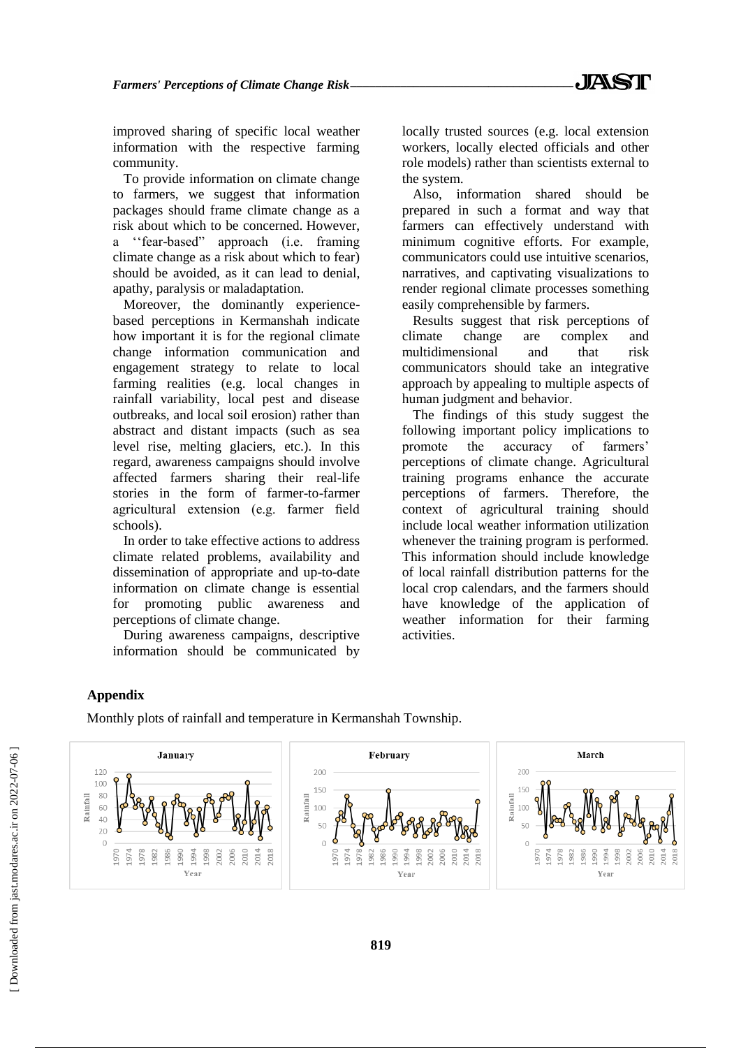improved sharing of specific local weather information with the respective farming community.

To provide information on climate change to farmers, we suggest that information packages should frame climate change as a risk about which to be concerned. However, a ''fear-based'' approach (i.e. framing climate change as a risk about which to fear) should be avoided, as it can lead to denial, apathy, paralysis or maladaptation.

Moreover, the dominantly experience-based perceptions in Kermanshah indicate how important it is for the regional climate change information communication and engagement strategy to relate to local farming realities (e.g. local changes in rainfall variability, local pest and disease outbreaks, and local soil erosion) rather than abstract and distant impacts (such as sea level rise, melting glaciers, etc.). In this regard, awareness campaigns should involve affected farmers sharing their real-life stories in the form of farmer-to-farmer agricultural extension (e.g. farmer field schools).

In order to take effective actions to address climate related problems, availability and dissemination of appropriate and up-to-date information on climate change is essential for promoting public awareness and perceptions of climate change.

During awareness campaigns, descriptive information should be communicated by locally trusted sources (e.g. local extension workers, locally elected officials and other role models) rather than scientists external to the system.

Also, information shared should be prepared in such a format and way that farmers can effectively understand with minimum cognitive efforts. For example, communicators could use intuitive scenarios, narratives, and captivating visualizations to render regional climate processes something easily comprehensible by farmers.

Results suggest that risk perceptions of climate change are complex and multidimensional and that risk communicators should take an integrative approach by appealing to multiple aspects of human judgment and behavior.

The findings of this study suggest the following important policy implications to promote the accuracy of farmers' perceptions of climate change. Agricultural training programs enhance the accurate perceptions of farmers. Therefore, the context of agricultural training should include local weather information utilization whenever the training program is performed. This information should include knowledge of local rainfall distribution patterns for the local crop calendars, and the farmers should have knowledge of the application of weather information for their farming activities.

## Appendix

Monthly plots of rainfall and temperature in Kermanshah Township.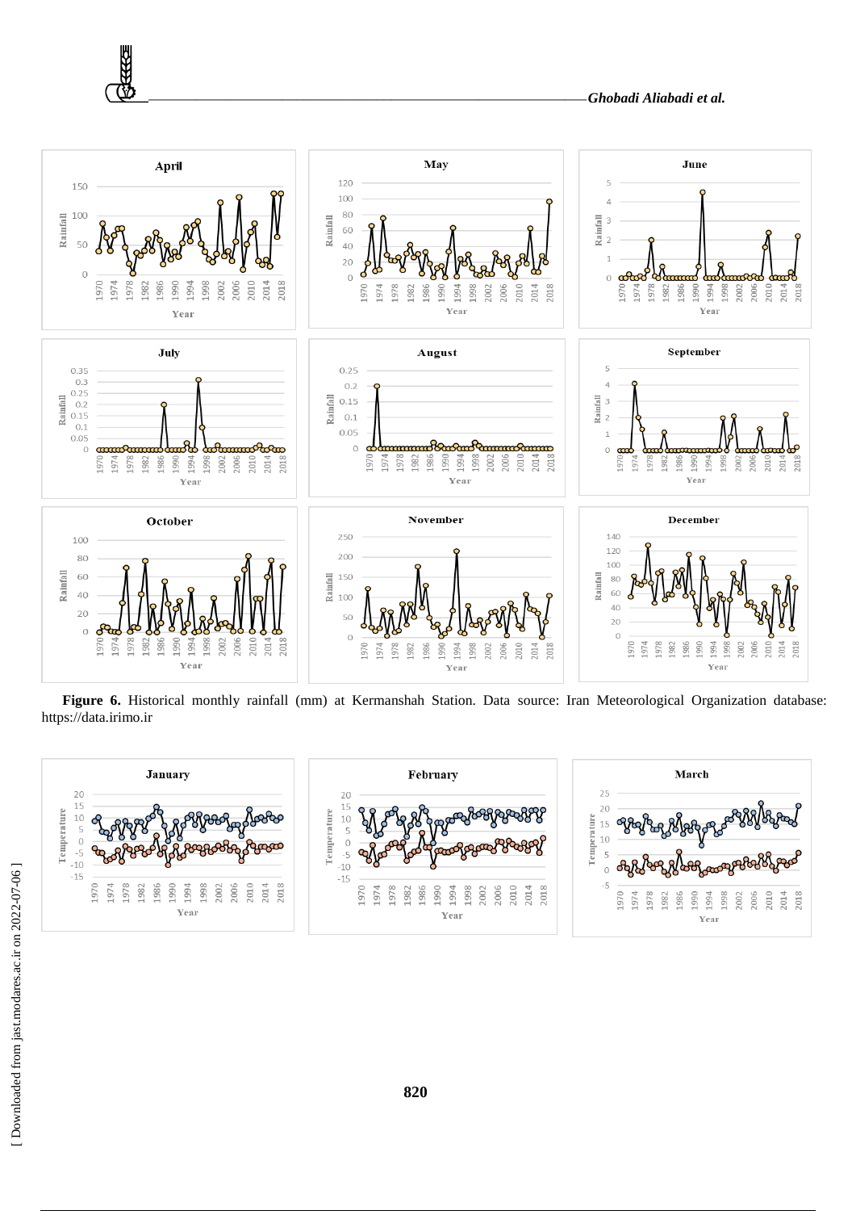**Figure 6.** Historical monthly rainfall (mm) at Kermanshah Station. Data source: Iran Meteorological Organization database: https://data.irimo.ir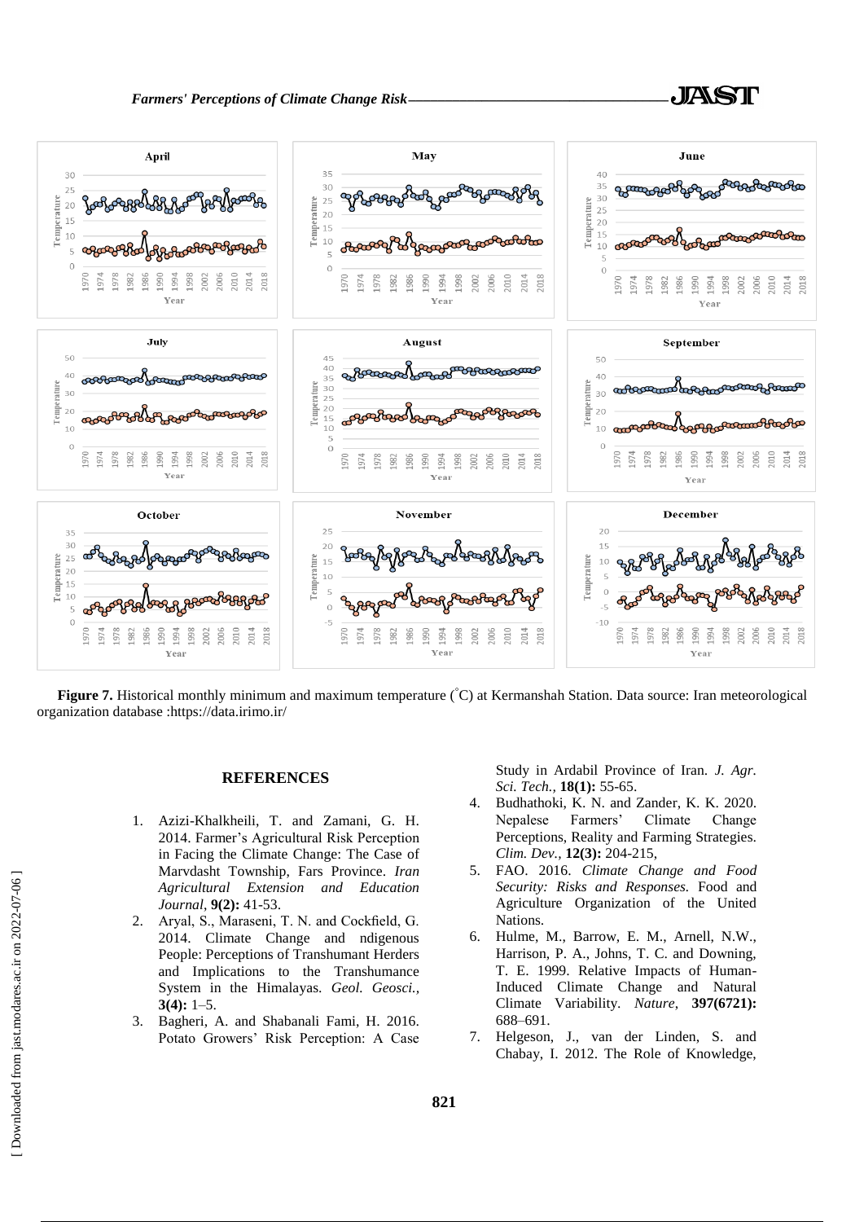**Figure 7.** Historical monthly minimum and maximum temperature (˚C) at Kermanshah Station. Data source: Iran meteorological organization database :https://data.irimo.ir/

## REFERENCES

1. Azizi-Khalkheili, T. and Zamani, G. H. 2014. Farmer's Agricultural Risk Perception in Facing the Climate Change: The Case of Marvdasht Township, Fars Province. *Iran Agricultural Extension and Education Journal*, **9(2):** 41-53.
2. Aryal, S., Maraseni, T. N. and Cockfield, G. 2014. Climate Change and ndigenous People: Perceptions of Transhumant Herders and Implications to the Transhumance System in the Himalayas. *Geol. Geosci.,* **3(4):** 1–5.
3. Bagheri, A. and Shabanali Fami, H. 2016. Potato Growers' Risk Perception: A Case Study in Ardabil Province of Iran. *J. Agr. Sci. Tech.,* **18(1):** 55-65.
4. Budhathoki, K. N. and Zander, K. K. 2020. Nepalese Farmers' Climate Change Perceptions, Reality and Farming Strategies. *Clim. Dev.,* **12(3):** 204-215,
5. FAO. 2016. *Climate Change and Food Security: Risks and Responses.* Food and Agriculture Organization of the United Nations.
6. Hulme, M., Barrow, E. M., Arnell, N.W., Harrison, P. A., Johns, T. C. and Downing, T. E. 1999. Relative Impacts of Human-Induced Climate Change and Natural Climate Variability. *Nature*, **397(6721):** 688–691.
7. Helgeson, J., van der Linden, S. and Chabay, I. 2012. The Role of Knowledge,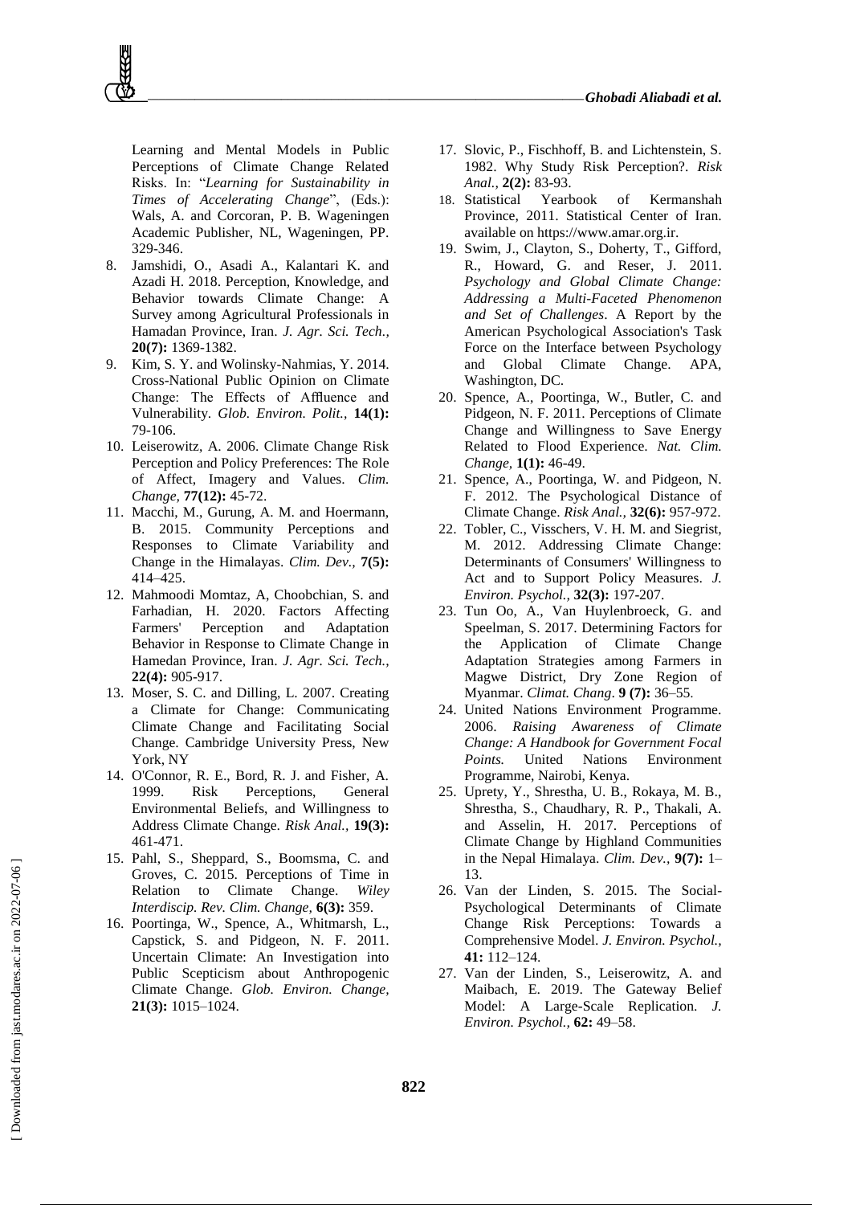Learning and Mental Models in Public Perceptions of Climate Change Related Risks. In: "*Learning for Sustainability in Times of Accelerating Change*", (Eds.): Wals, A. and Corcoran, P. B. Wageningen Academic Publisher, NL, Wageningen, PP. 329-346.

8. Jamshidi, O., Asadi A., Kalantari K. and Azadi H. 2018. Perception, Knowledge, and Behavior towards Climate Change: A Survey among Agricultural Professionals in Hamadan Province, Iran. *J. Agr. Sci. Tech.,* **20(7):** 1369-1382.
9. Kim, S. Y. and Wolinsky-Nahmias, Y. 2014. Cross-National Public Opinion on Climate Change: The Effects of Affluence and Vulnerability. *Glob. Environ. Polit.,* **14(1):** 79-106.
10. Leiserowitz, A. 2006. Climate Change Risk Perception and Policy Preferences: The Role of Affect, Imagery and Values. *Clim. Change,* **77(12):** 45-72.
11. Macchi, M., Gurung, A. M. and Hoermann, B. 2015. Community Perceptions and Responses to Climate Variability and Change in the Himalayas. *Clim. Dev.,* **7(5):** 414–425.
12. Mahmoodi Momtaz, A, Choobchian, S. and Farhadian, H. 2020. Factors Affecting Farmers' Perception and Adaptation Behavior in Response to Climate Change in Hamedan Province, Iran. *J. Agr. Sci. Tech.,* **22(4):** 905-917.
13. Moser, S. C. and Dilling, L. 2007. Creating a Climate for Change: Communicating Climate Change and Facilitating Social Change. Cambridge University Press, New York, NY
14. O'Connor, R. E., Bord, R. J. and Fisher, A. 1999. Risk Perceptions, General Environmental Beliefs, and Willingness to Address Climate Change. *Risk Anal.,* **19(3):** 461-471.
15. Pahl, S., Sheppard, S., Boomsma, C. and Groves, C. 2015. Perceptions of Time in Relation to Climate Change. *Wiley Interdiscip. Rev. Clim. Change,* **6(3):** 359.
16. Poortinga, W., Spence, A., Whitmarsh, L., Capstick, S. and Pidgeon, N. F. 2011. Uncertain Climate: An Investigation into Public Scepticism about Anthropogenic Climate Change. *Glob. Environ. Change,* **21(3):** 1015–1024.
17. Slovic, P., Fischhoff, B. and Lichtenstein, S. 1982. Why Study Risk Perception?. *Risk Anal.,* **2(2):** 83-93.
18. Statistical Yearbook of Kermanshah Province, 2011. Statistical Center of Iran. available on https://www.amar.org.ir.
19. Swim, J., Clayton, S., Doherty, T., Gifford, R., Howard, G. and Reser, J. 2011. *Psychology and Global Climate Change: Addressing a Multi-Faceted Phenomenon and Set of Challenges*. A Report by the American Psychological Association's Task Force on the Interface between Psychology and Global Climate Change. APA, Washington, DC.
20. Spence, A., Poortinga, W., Butler, C. and Pidgeon, N. F. 2011. Perceptions of Climate Change and Willingness to Save Energy Related to Flood Experience. *Nat. Clim. Change,* **1(1):** 46-49.
21. Spence, A., Poortinga, W. and Pidgeon, N. F. 2012. The Psychological Distance of Climate Change. *Risk Anal.,* **32(6):** 957-972.
22. Tobler, C., Visschers, V. H. M. and Siegrist, M. 2012. Addressing Climate Change: Determinants of Consumers' Willingness to Act and to Support Policy Measures. *J. Environ. Psychol.,* **32(3):** 197-207.
23. Tun Oo, A., Van Huylenbroeck, G. and Speelman, S. 2017. Determining Factors for the Application of Climate Change Adaptation Strategies among Farmers in Magwe District, Dry Zone Region of Myanmar. *Climat. Chang*. **9 (7):** 36–55.
24. United Nations Environment Programme. 2006. *Raising Awareness of Climate Change: A Handbook for Government Focal Points.* United Nations Environment Programme, Nairobi, Kenya.
25. Uprety, Y., Shrestha, U. B., Rokaya, M. B., Shrestha, S., Chaudhary, R. P., Thakali, A. and Asselin, H. 2017. Perceptions of Climate Change by Highland Communities in the Nepal Himalaya. *Clim. Dev.,* **9(7):** 1–13.
26. Van der Linden, S. 2015. The Social-Psychological Determinants of Climate Change Risk Perceptions: Towards a Comprehensive Model. *J. Environ. Psychol.,* **41:** 112–124.
27. Van der Linden, S., Leiserowitz, A. and Maibach, E. 2019. The Gateway Belief Model: A Large-Scale Replication. *J. Environ. Psychol.,* **62:** 49–58.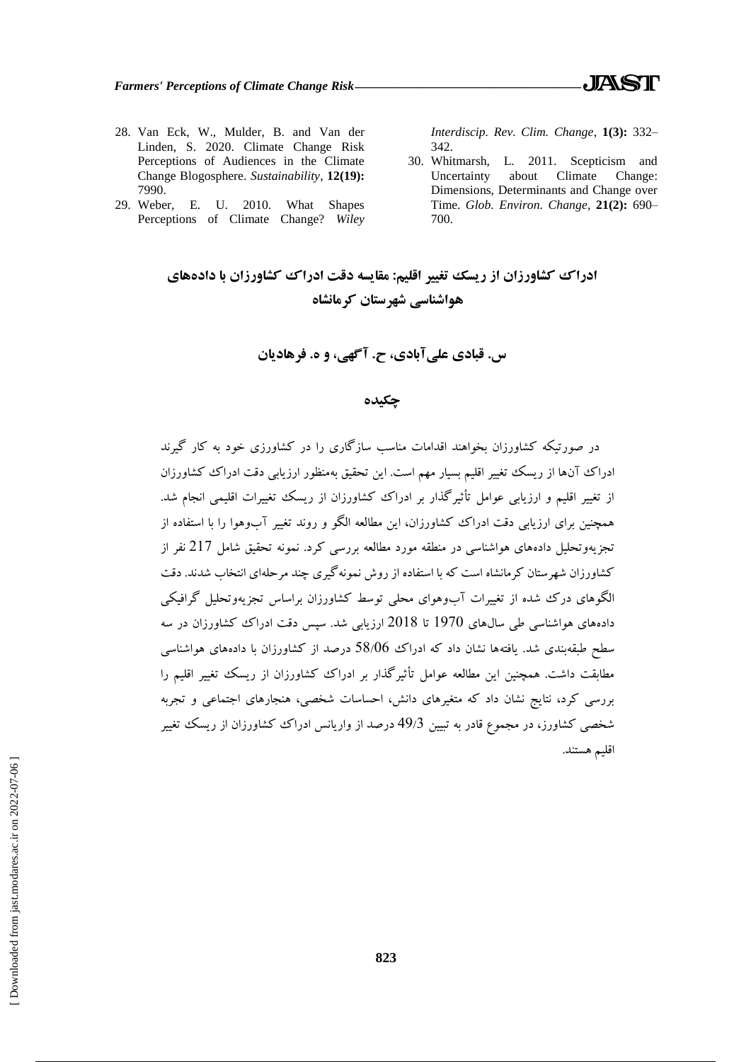28. Van Eck, W., Mulder, B. and Van der Linden, S. 2020. Climate Change Risk Perceptions of Audiences in the Climate Change Blogosphere. *Sustainability*, **12(19):** 7990.
29. Weber, E. U. 2010. What Shapes Perceptions of Climate Change? *Wiley Interdiscip. Rev. Clim. Change*, **1(3):** 332–342.
30. Whitmarsh, L. 2011. Scepticism and Uncertainty about Climate Change: Dimensions, Determinants and Change over Time. *Glob. Environ. Change*, **21(2):** 690–700.

# ادراک کشاورزان از ریسک تغییر اقلیم: مقایسه دقت ادراک کشاورزان با داده‌های هواشناسی شهرستان کرمانشاه

**س. قبادی علی‌آبادی، ح. آگهی، و ه. فرهادیان**

## چکیده

در صورتیکه کشاورزان بخواهند اقدامات مناسب سازگاری را در کشاورزی خود به کار گیرند ادراک آن‌ها از ریسک تغییر اقلیم بسیار مهم است. این تحقیق به‌منظور ارزیابی دقت ادراک کشاورزان از تغییر اقلیم و ارزیابی عوامل تأثیرگذار بر ادراک کشاورزان از ریسک تغییرات اقلیمی انجام شد. همچنین برای ارزیابی دقت ادراک کشاورزان، این مطالعه الگو و روند تغییر آب‌وهوا را با استفاده از تجزیه‌وتحلیل داده‌های هواشناسی در منطقه مورد مطالعه بررسی کرد. نمونه تحقیق شامل 217 نفر از کشاورزان شهرستان کرمانشاه است که با استفاده از روش نمونه‌گیری چند مرحله‌ای انتخاب شدند. دقت الگوهای درک شده از تغییرات آب‌وهوای محلی توسط کشاورزان براساس تجزیه‌وتحلیل گرافیکی داده‌های هواشناسی طی سال‌های 1970 تا 2018 ارزیابی شد. سپس دقت ادراک کشاورزان در سه سطح طبقه‌بندی شد. یافته‌ها نشان داد که ادراک 58/06 درصد از کشاورزان با داده‌های هواشناسی مطابقت داشت. همچنین این مطالعه عوامل تأثیرگذار بر ادراک کشاورزان از ریسک تغییر اقلیم را بررسی کرد، نتایج نشان داد که متغیرهای دانش، احساسات شخصی، هنجارهای اجتماعی و تجربه شخصی کشاورز، در مجموع قادر به تبیین 49/3 درصد از واریانس ادراک کشاورزان از ریسک تغییر اقلیم هستند.